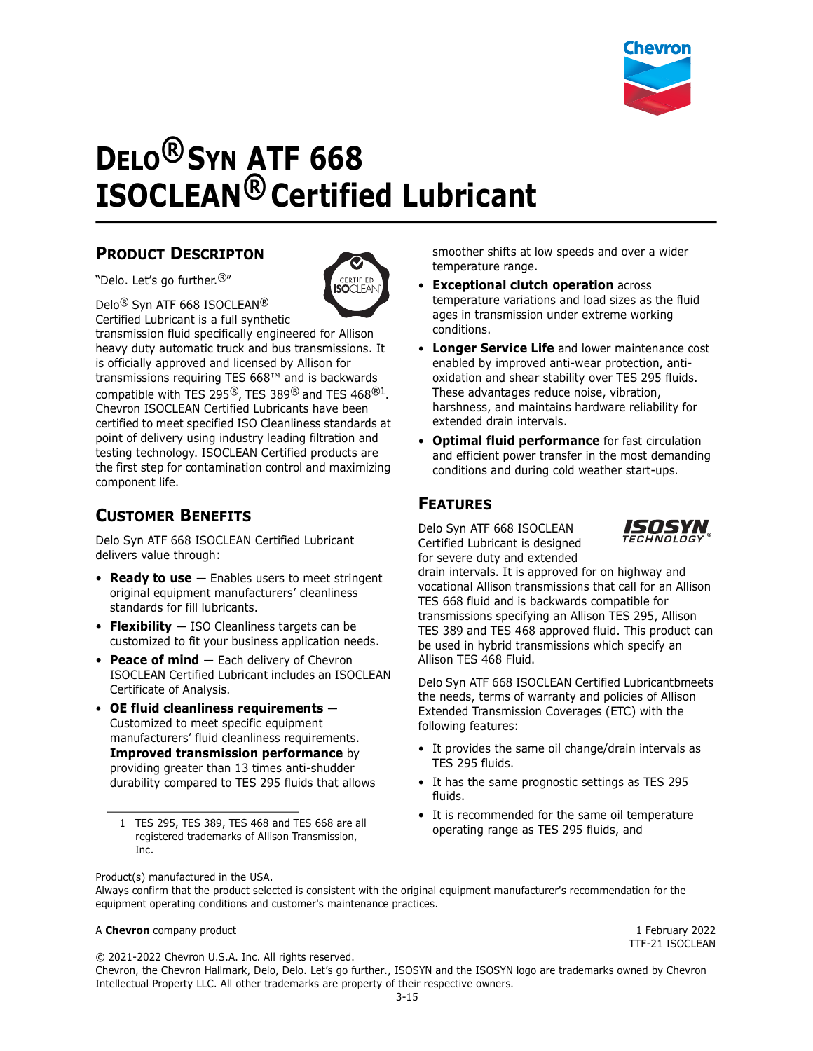# Delo® Syn ATF 668 ISOCLEAN® Certified Lubricant

## Product Descripton

"Delo. Let's go further.®"

Delo® Syn ATF 668 ISOCLEAN® Certified Lubricant is a full synthetic transmission fluid specifically engineered for Allison heavy duty automatic truck and bus transmissions. It is officially approved and licensed by Allison for transmissions requiring TES 668™ and is backwards compatible with TES 295®, TES 389® and TES 468®[1]. Chevron ISOCLEAN Certified Lubricants have been certified to meet specified ISO Cleanliness standards at point of delivery using industry leading filtration and testing technology. ISOCLEAN Certified products are the first step for contamination control and maximizing component life.

## Customer Benefits

Delo Syn ATF 668 ISOCLEAN Certified Lubricant delivers value through:

- **Ready to use** — Enables users to meet stringent original equipment manufacturers' cleanliness standards for fill lubricants.
- **Flexibility** — ISO Cleanliness targets can be customized to fit your business application needs.
- **Peace of mind** — Each delivery of Chevron ISOCLEAN Certified Lubricant includes an ISOCLEAN Certificate of Analysis.
- **OE fluid cleanliness requirements** — Customized to meet specific equipment manufacturers' fluid cleanliness requirements. **Improved transmission performance** by providing greater than 13 times anti-shudder durability compared to TES 295 fluids that allows smoother shifts at low speeds and over a wider temperature range.
- **Exceptional clutch operation** across temperature variations and load sizes as the fluid ages in transmission under extreme working conditions.
- **Longer Service Life** and lower maintenance cost enabled by improved anti-wear protection, anti-oxidation and shear stability over TES 295 fluids. These advantages reduce noise, vibration, harshness, and maintains hardware reliability for extended drain intervals.
- **Optimal fluid performance** for fast circulation and efficient power transfer in the most demanding conditions and during cold weather start-ups.

## Features

Delo Syn ATF 668 ISOCLEAN Certified Lubricant is designed for severe duty and extended drain intervals. It is approved for on highway and vocational Allison transmissions that call for an Allison TES 668 fluid and is backwards compatible for transmissions specifying an Allison TES 295, Allison TES 389 and TES 468 approved fluid. This product can be used in hybrid transmissions which specify an Allison TES 468 Fluid.

Delo Syn ATF 668 ISOCLEAN Certified Lubricantbmeets the needs, terms of warranty and policies of Allison Extended Transmission Coverages (ETC) with the following features:

- It provides the same oil change/drain intervals as TES 295 fluids.
- It has the same prognostic settings as TES 295 fluids.
- It is recommended for the same oil temperature operating range as TES 295 fluids, and

1 TES 295, TES 389, TES 468 and TES 668 are all registered trademarks of Allison Transmission, Inc.

Product(s) manufactured in the USA.
Always confirm that the product selected is consistent with the original equipment manufacturer's recommendation for the equipment operating conditions and customer's maintenance practices.

A **Chevron** company product

1 February 2022
TTF-21 ISOCLEAN

© 2021-2022 Chevron U.S.A. Inc. All rights reserved.
Chevron, the Chevron Hallmark, Delo, Delo. Let's go further., ISOSYN and the ISOSYN logo are trademarks owned by Chevron Intellectual Property LLC. All other trademarks are property of their respective owners.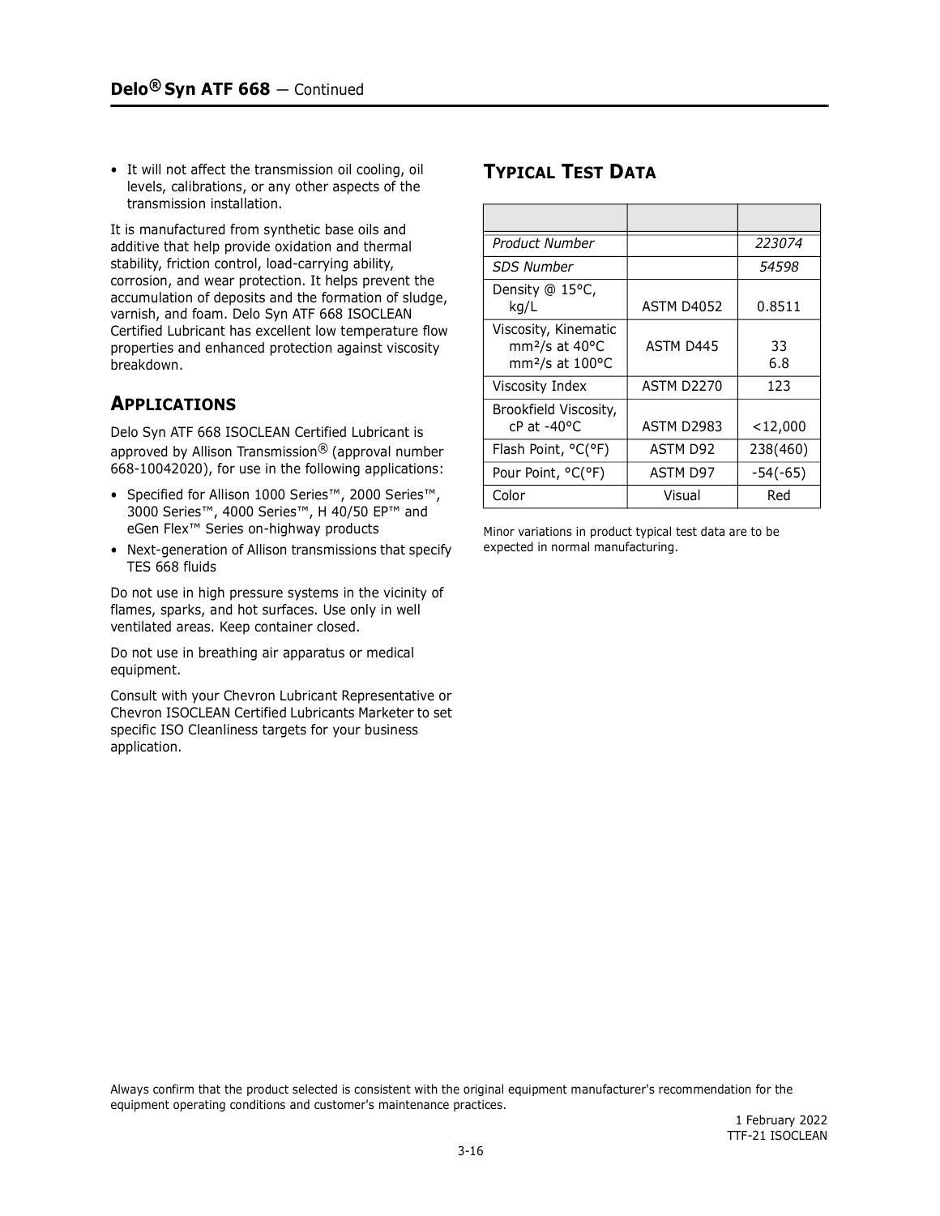- It will not affect the transmission oil cooling, oil levels, calibrations, or any other aspects of the transmission installation.

It is manufactured from synthetic base oils and additive that help provide oxidation and thermal stability, friction control, load-carrying ability, corrosion, and wear protection. It helps prevent the accumulation of deposits and the formation of sludge, varnish, and foam. Delo Syn ATF 668 ISOCLEAN Certified Lubricant has excellent low temperature flow properties and enhanced protection against viscosity breakdown.

## APPLICATIONS

Delo Syn ATF 668 ISOCLEAN Certified Lubricant is approved by Allison Transmission® (approval number 668-10042020), for use in the following applications:

- Specified for Allison 1000 Series™, 2000 Series™, 3000 Series™, 4000 Series™, H 40/50 EP™ and eGen Flex™ Series on-highway products
- Next-generation of Allison transmissions that specify TES 668 fluids

Do not use in high pressure systems in the vicinity of flames, sparks, and hot surfaces. Use only in well ventilated areas. Keep container closed.

Do not use in breathing air apparatus or medical equipment.

Consult with your Chevron Lubricant Representative or Chevron ISOCLEAN Certified Lubricants Marketer to set specific ISO Cleanliness targets for your business application.

## TYPICAL TEST DATA

| | | |
|---|---|---|
| *Product Number* | | *223074* |
| *SDS Number* | | *54598* |
| Density @ 15°C, kg/L | ASTM D4052 | 0.8511 |
| Viscosity, Kinematic mm²/s at 40°C mm²/s at 100°C | ASTM D445 | 33 6.8 |
| Viscosity Index | ASTM D2270 | 123 |
| Brookfield Viscosity, cP at -40°C | ASTM D2983 | <12,000 |
| Flash Point, °C(°F) | ASTM D92 | 238(460) |
| Pour Point, °C(°F) | ASTM D97 | -54(-65) |
| Color | Visual | Red |

Minor variations in product typical test data are to be expected in normal manufacturing.

Always confirm that the product selected is consistent with the original equipment manufacturer's recommendation for the equipment operating conditions and customer's maintenance practices.

1 February 2022
TTF-21 ISOCLEAN